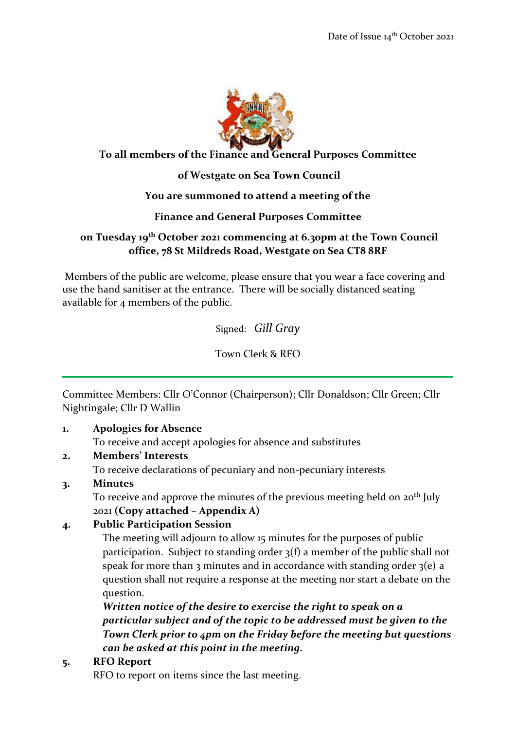Date of Issue 14th October 2021

**To all members of the Finance and General Purposes Committee**

**of Westgate on Sea Town Council**

**You are summoned to attend a meeting of the**

**Finance and General Purposes Committee**

**on Tuesday 19th October 2021 commencing at 6.30pm at the Town Council office, 78 St Mildreds Road, Westgate on Sea CT8 8RF**

Members of the public are welcome, please ensure that you wear a face covering and use the hand sanitiser at the entrance. There will be socially distanced seating available for 4 members of the public.

Signed: *Gill Gray*

Town Clerk & RFO

---

Committee Members: Cllr O'Connor (Chairperson); Cllr Donaldson; Cllr Green; Cllr Nightingale; Cllr D Wallin

1. **Apologies for Absence**
   To receive and accept apologies for absence and substitutes
2. **Members' Interests**
   To receive declarations of pecuniary and non-pecuniary interests
3. **Minutes**
   To receive and approve the minutes of the previous meeting held on 20th July 2021 **(Copy attached – Appendix A)**
4. **Public Participation Session**
   The meeting will adjourn to allow 15 minutes for the purposes of public participation. Subject to standing order 3(f) a member of the public shall not speak for more than 3 minutes and in accordance with standing order 3(e) a question shall not require a response at the meeting nor start a debate on the question.
   ***Written notice of the desire to exercise the right to speak on a particular subject and of the topic to be addressed must be given to the Town Clerk prior to 4pm on the Friday before the meeting but questions can be asked at this point in the meeting.***
5. **RFO Report**
   RFO to report on items since the last meeting.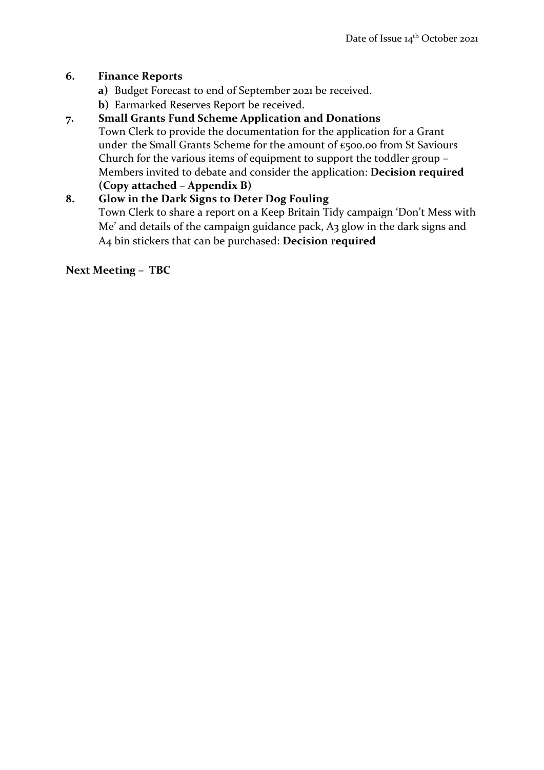Date of Issue 14th October 2021

**6. Finance Reports**

**a)** Budget Forecast to end of September 2021 be received.

**b)** Earmarked Reserves Report be received.

**7. Small Grants Fund Scheme Application and Donations**

Town Clerk to provide the documentation for the application for a Grant under the Small Grants Scheme for the amount of £500.00 from St Saviours Church for the various items of equipment to support the toddler group – Members invited to debate and consider the application: **Decision required (Copy attached – Appendix B)**

**8. Glow in the Dark Signs to Deter Dog Fouling**

Town Clerk to share a report on a Keep Britain Tidy campaign 'Don't Mess with Me' and details of the campaign guidance pack, A3 glow in the dark signs and A4 bin stickers that can be purchased: **Decision required**

**Next Meeting – TBC**